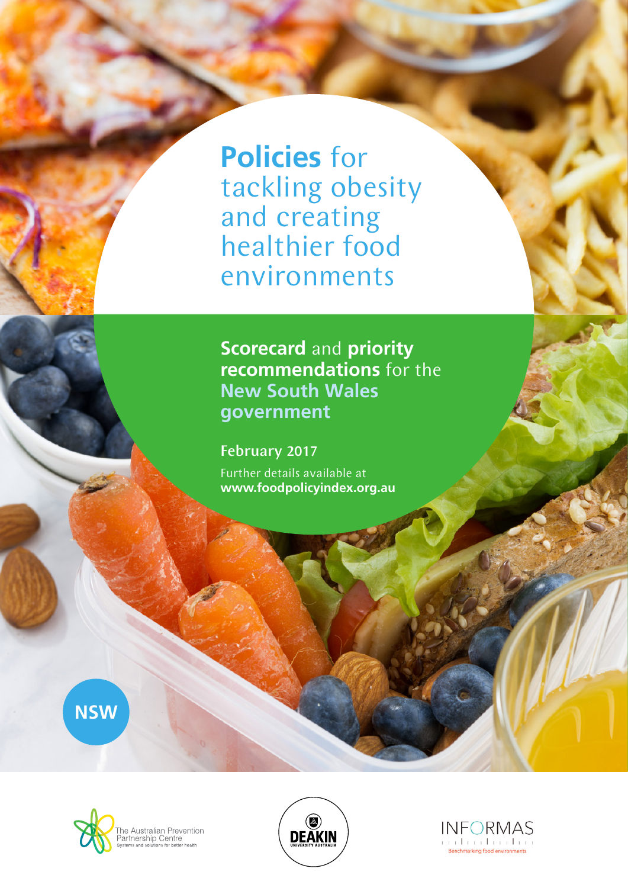# **Policies** for tackling obesity and creating healthier food environments

## **Scorecard** and **priority recommendations** for the New South Wales government

**February 2017**

Further details available at **www.foodpolicyindex.org.au**

NSW

The Australian Prevention Partnership Centre
Systems and solutions for better health

DEAKIN UNIVERSITY AUSTRALIA

INFORMAS
Benchmarking food environments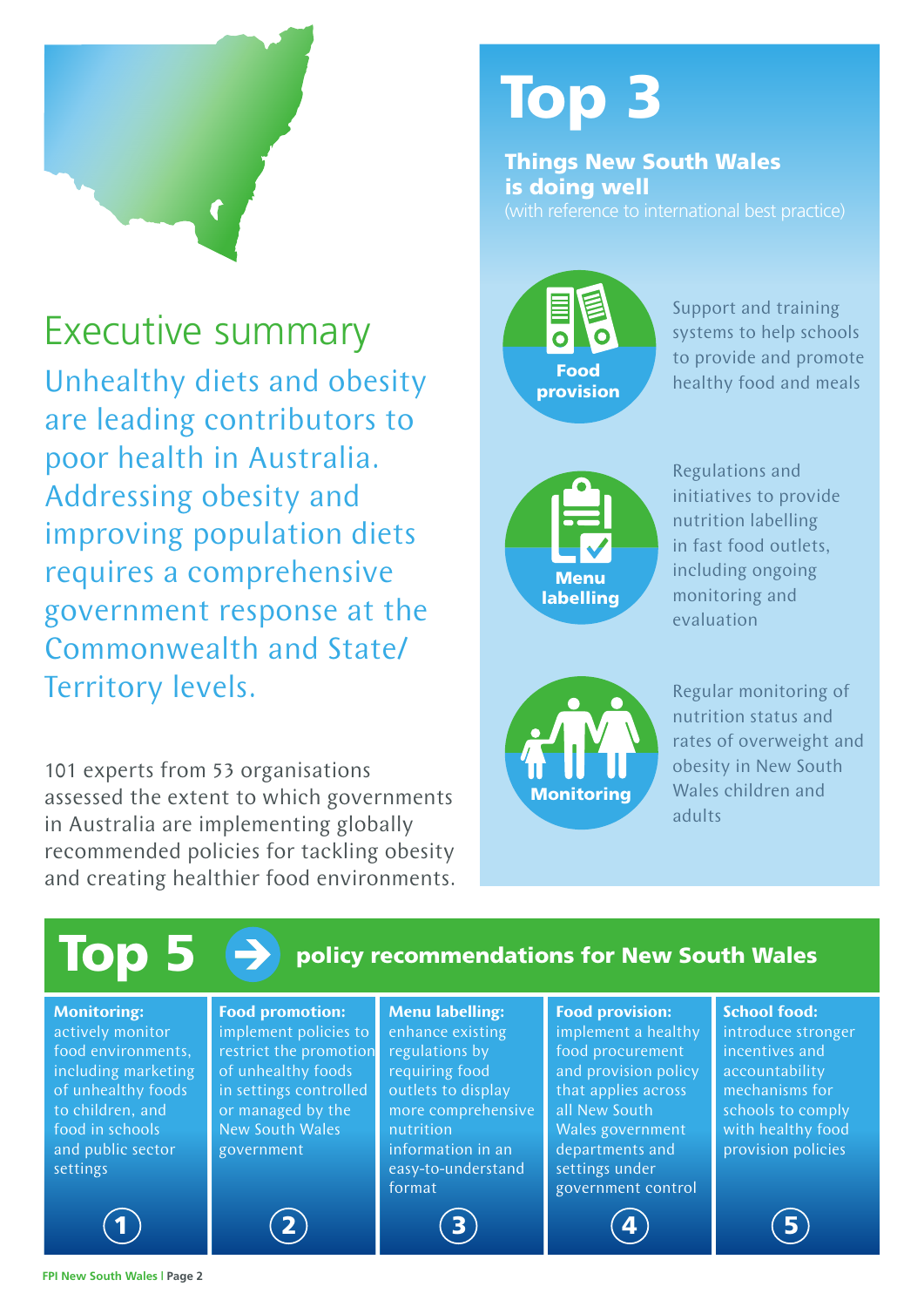# Executive summary

## Unhealthy diets and obesity are leading contributors to poor health in Australia. Addressing obesity and improving population diets requires a comprehensive government response at the Commonwealth and State/ Territory levels.

101 experts from 53 organisations assessed the extent to which governments in Australia are implementing globally recommended policies for tackling obesity and creating healthier food environments.

# Top 3

## Things New South Wales is doing well

(with reference to international best practice)

**Food provision**

Support and training systems to help schools to provide and promote healthy food and meals

**Menu labelling**

Regulations and initiatives to provide nutrition labelling in fast food outlets, including ongoing monitoring and evaluation

**Monitoring**

Regular monitoring of nutrition status and rates of overweight and obesity in New South Wales children and adults

# Top 5 policy recommendations for New South Wales

1. **Monitoring:** actively monitor food environments, including marketing of unhealthy foods to children, and food in schools and public sector settings
2. **Food promotion:** implement policies to restrict the promotion of unhealthy foods in settings controlled or managed by the New South Wales government
3. **Menu labelling:** enhance existing regulations by requiring food outlets to display more comprehensive nutrition information in an easy-to-understand format
4. **Food provision:** implement a healthy food procurement and provision policy that applies across all New South Wales government departments and settings under government control
5. **School food:** introduce stronger incentives and accountability mechanisms for schools to comply with healthy food provision policies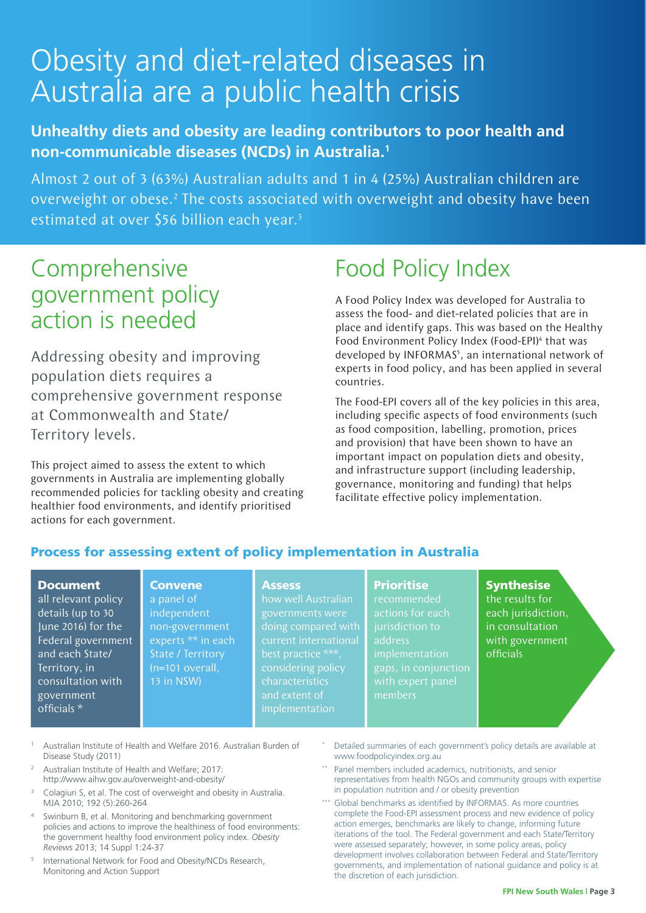# Obesity and diet-related diseases in Australia are a public health crisis

**Unhealthy diets and obesity are leading contributors to poor health and non-communicable diseases (NCDs) in Australia.[1]**

Almost 2 out of 3 (63%) Australian adults and 1 in 4 (25%) Australian children are overweight or obese.[2] The costs associated with overweight and obesity have been estimated at over $56 billion each year.[3]

## Comprehensive government policy action is needed

Addressing obesity and improving population diets requires a comprehensive government response at Commonwealth and State/Territory levels.

This project aimed to assess the extent to which governments in Australia are implementing globally recommended policies for tackling obesity and creating healthier food environments, and identify prioritised actions for each government.

## Food Policy Index

A Food Policy Index was developed for Australia to assess the food- and diet-related policies that are in place and identify gaps. This was based on the Healthy Food Environment Policy Index (Food-EPI)[4] that was developed by INFORMAS[5], an international network of experts in food policy, and has been applied in several countries.

The Food-EPI covers all of the key policies in this area, including specific aspects of food environments (such as food composition, labelling, promotion, prices and provision) that have been shown to have an important impact on population diets and obesity, and infrastructure support (including leadership, governance, monitoring and funding) that helps facilitate effective policy implementation.

### Process for assessing extent of policy implementation in Australia

1. **Document** all relevant policy details (up to 30 June 2016) for the Federal government and each State/Territory, in consultation with government officials *
2. **Convene** a panel of independent non-government experts ** in each State / Territory (n=101 overall, 13 in NSW)
3. **Assess** how well Australian governments were doing compared with current international best practice ***, considering policy characteristics and extent of implementation
4. **Prioritise** recommended actions for each jurisdiction to address implementation gaps, in conjunction with expert panel members
5. **Synthesise** the results for each jurisdiction, in consultation with government officials

---

1. Australian Institute of Health and Welfare 2016. Australian Burden of Disease Study (2011)
2. Australian Institute of Health and Welfare; 2017: http://www.aihw.gov.au/overweight-and-obesity/
3. Colagiuri S, et al. The cost of overweight and obesity in Australia. MJA 2010; 192 (5):260-264
4. Swinburn B, et al. Monitoring and benchmarking government policies and actions to improve the healthiness of food environments: the government healthy food environment policy index. *Obesity Reviews* 2013; 14 Suppl 1:24-37
5. International Network for Food and Obesity/NCDs Research, Monitoring and Action Support

\* Detailed summaries of each government's policy details are available at www.foodpolicyindex.org.au

\** Panel members included academics, nutritionists, and senior representatives from health NGOs and community groups with expertise in population nutrition and / or obesity prevention

\*** Global benchmarks as identified by INFORMAS. As more countries complete the Food-EPI assessment process and new evidence of policy action emerges, benchmarks are likely to change, informing future iterations of the tool. The Federal government and each State/Territory were assessed separately; however, in some policy areas, policy development involves collaboration between Federal and State/Territory governments, and implementation of national guidance and policy is at the discretion of each jurisdiction.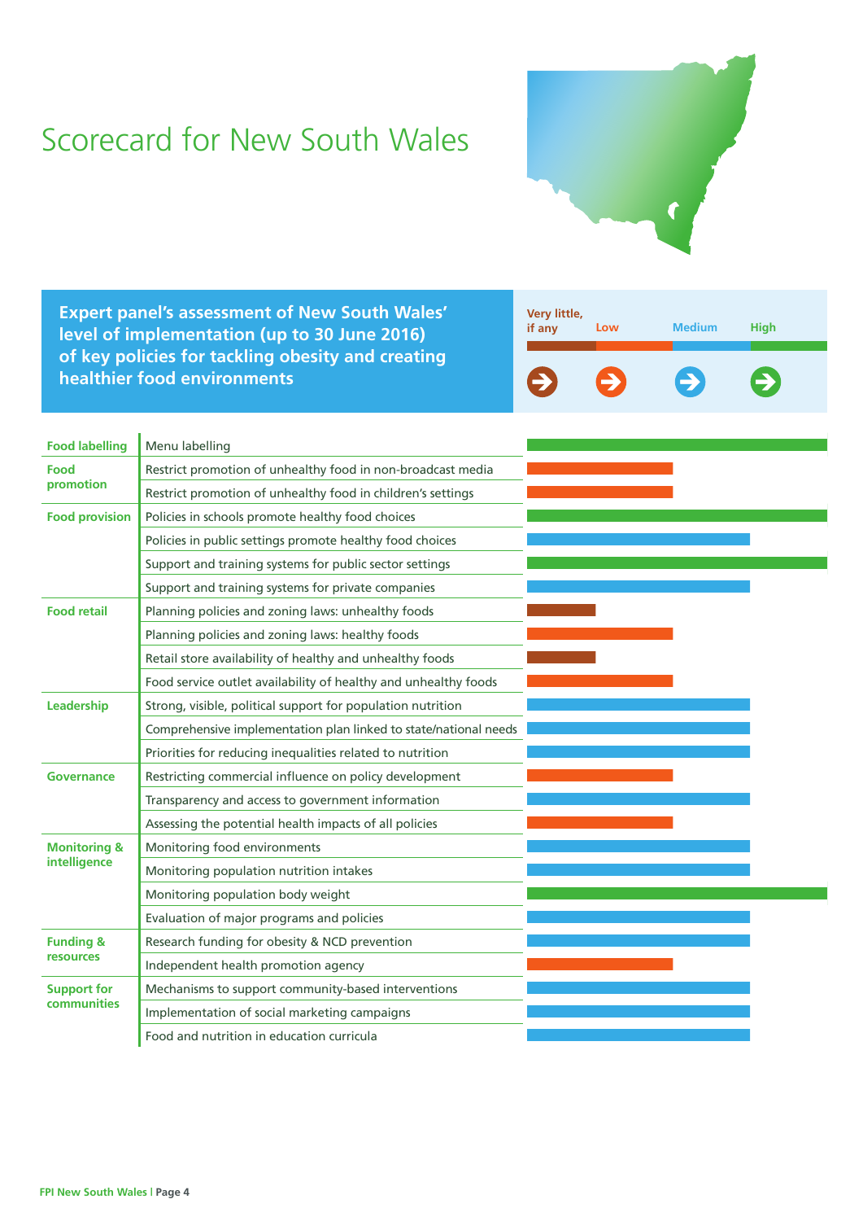# Scorecard for New South Wales

**Expert panel's assessment of New South Wales' level of implementation (up to 30 June 2016) of key policies for tackling obesity and creating healthier food environments**

Legend: Very little, if any | Low | Medium | High

| Domain | Policy | Level of implementation |
| --- | --- | --- |
| Food labelling | Menu labelling | High |
| Food promotion | Restrict promotion of unhealthy food in non-broadcast media | Low |
| | Restrict promotion of unhealthy food in children's settings | Low |
| Food provision | Policies in schools promote healthy food choices | High |
| | Policies in public settings promote healthy food choices | Medium |
| | Support and training systems for public sector settings | High |
| | Support and training systems for private companies | Medium |
| Food retail | Planning policies and zoning laws: unhealthy foods | Very little, if any |
| | Planning policies and zoning laws: healthy foods | Low |
| | Retail store availability of healthy and unhealthy foods | Very little, if any |
| | Food service outlet availability of healthy and unhealthy foods | Low |
| Leadership | Strong, visible, political support for population nutrition | Medium |
| | Comprehensive implementation plan linked to state/national needs | Medium |
| | Priorities for reducing inequalities related to nutrition | Medium |
| Governance | Restricting commercial influence on policy development | Low |
| | Transparency and access to government information | Medium |
| | Assessing the potential health impacts of all policies | Low |
| Monitoring & intelligence | Monitoring food environments | Medium |
| | Monitoring population nutrition intakes | Medium |
| | Monitoring population body weight | High |
| | Evaluation of major programs and policies | Medium |
| Funding & resources | Research funding for obesity & NCD prevention | Medium |
| | Independent health promotion agency | Low |
| Support for communities | Mechanisms to support community-based interventions | Medium |
| | Implementation of social marketing campaigns | Medium |
| | Food and nutrition in education curricula | Medium |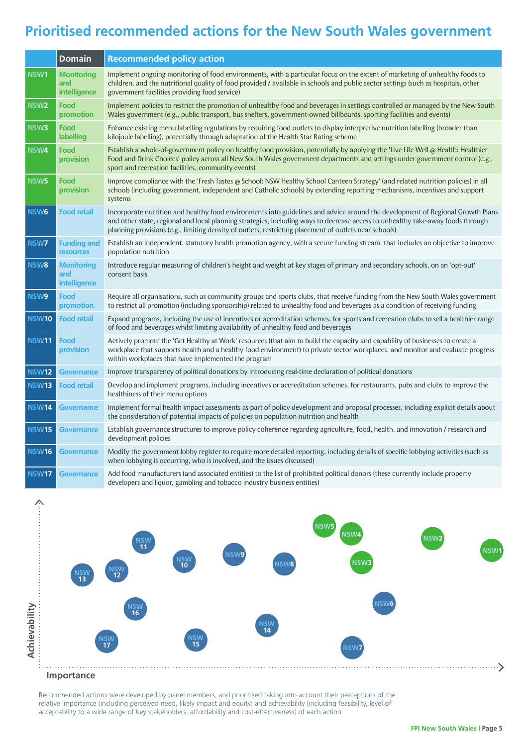# Prioritised recommended actions for the New South Wales government

| | Domain | Recommended policy action |
|---|---|---|
| NSW1 | Monitoring and intelligence | Implement ongoing monitoring of food environments, with a particular focus on the extent of marketing of unhealthy foods to children, and the nutritional quality of food provided / available in schools and public sector settings (such as hospitals, other government facilities providing food service) |
| NSW2 | Food promotion | Implement policies to restrict the promotion of unhealthy food and beverages in settings controlled or managed by the New South Wales government (e.g., public transport, bus shelters, government-owned billboards, sporting facilities and events) |
| NSW3 | Food labelling | Enhance existing menu labelling regulations by requiring food outlets to display interpretive nutrition labelling (broader than kilojoule labelling), potentially through adaptation of the Health Star Rating scheme |
| NSW4 | Food provision | Establish a whole-of-government policy on healthy food provision, potentially by applying the 'Live Life Well @ Health: Healthier Food and Drink Choices' policy across all New South Wales government departments and settings under government control (e.g., sport and recreation facilities, community events) |
| NSW5 | Food provision | Improve compliance with the 'Fresh Tastes @ School: NSW Healthy School Canteen Strategy' (and related nutrition policies) in all schools (including government, independent and Catholic schools) by extending reporting mechanisms, incentives and support systems |
| NSW6 | Food retail | Incorporate nutrition and healthy food environments into guidelines and advice around the development of Regional Growth Plans and other state, regional and local planning strategies, including ways to decrease access to unhealthy take-away foods through planning provisions (e.g., limiting density of outlets, restricting placement of outlets near schools) |
| NSW7 | Funding and resources | Establish an independent, statutory health promotion agency, with a secure funding stream, that includes an objective to improve population nutrition |
| NSW8 | Monitoring and intelligence | Introduce regular measuring of children's height and weight at key stages of primary and secondary schools, on an 'opt-out' consent basis |
| NSW9 | Food promotion | Require all organisations, such as community groups and sports clubs, that receive funding from the New South Wales government to restrict all promotion (including sponsorship) related to unhealthy food and beverages as a condition of receiving funding |
| NSW10 | Food retail | Expand programs, including the use of incentives or accreditation schemes, for sports and recreation clubs to sell a healthier range of food and beverages whilst limiting availability of unhealthy food and beverages |
| NSW11 | Food provision | Actively promote the 'Get Healthy at Work' resources (that aim to build the capacity and capability of businesses to create a workplace that supports health and a healthy food environment) to private sector workplaces, and monitor and evaluate progress within workplaces that have implemented the program |
| NSW12 | Governance | Improve transparency of political donations by introducing real-time declaration of political donations |
| NSW13 | Food retail | Develop and implement programs, including incentives or accreditation schemes, for restaurants, pubs and clubs to improve the healthiness of their menu options |
| NSW14 | Governance | Implement formal health impact assessments as part of policy development and proposal processes, including explicit details about the consideration of potential impacts of policies on population nutrition and health |
| NSW15 | Governance | Establish governance structures to improve policy coherence regarding agriculture, food, health, and innovation / research and development policies |
| NSW16 | Governance | Modify the government lobby register to require more detailed reporting, including details of specific lobbying activities (such as when lobbying is occurring, who is involved, and the issues discussed) |
| NSW17 | Governance | Add food manufacturers (and associated entities) to the list of prohibited political donors (these currently include property developers and liquor, gambling and tobacco industry business entities) |

Recommended actions were developed by panel members, and prioritised taking into account their perceptions of the relative importance (including perceived need, likely impact and equity) and achievability (including feasibility, level of acceptability to a wide range of key stakeholders, affordability and cost-effectiveness) of each action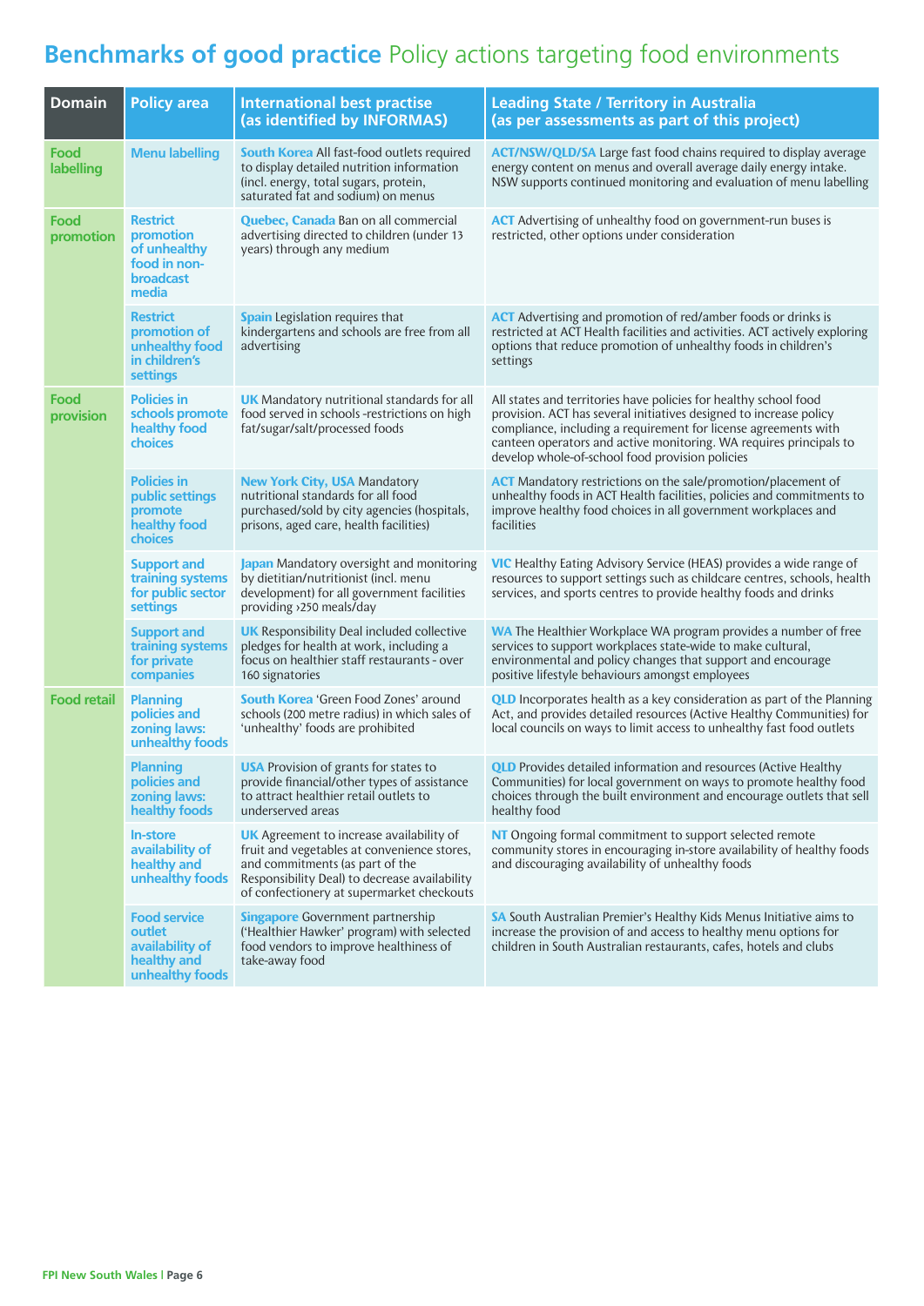# **Benchmarks of good practice** Policy actions targeting food environments

| Domain | Policy area | International best practise (as identified by INFORMAS) | Leading State / Territory in Australia (as per assessments as part of this project) |
|---|---|---|---|
| Food labelling | Menu labelling | **South Korea** All fast-food outlets required to display detailed nutrition information (incl. energy, total sugars, protein, saturated fat and sodium) on menus | **ACT/NSW/QLD/SA** Large fast food chains required to display average energy content on menus and overall average daily energy intake. NSW supports continued monitoring and evaluation of menu labelling |
| Food promotion | Restrict promotion of unhealthy food in non-broadcast media | **Quebec, Canada** Ban on all commercial advertising directed to children (under 13 years) through any medium | **ACT** Advertising of unhealthy food on government-run buses is restricted, other options under consideration |
| | Restrict promotion of unhealthy food in children's settings | **Spain** Legislation requires that kindergartens and schools are free from all advertising | **ACT** Advertising and promotion of red/amber foods or drinks is restricted at ACT Health facilities and activities. ACT actively exploring options that reduce promotion of unhealthy foods in children's settings |
| Food provision | Policies in schools promote healthy food choices | **UK** Mandatory nutritional standards for all food served in schools -restrictions on high fat/sugar/salt/processed foods | All states and territories have policies for healthy school food provision. ACT has several initiatives designed to increase policy compliance, including a requirement for license agreements with canteen operators and active monitoring. WA requires principals to develop whole-of-school food provision policies |
| | Policies in public settings promote healthy food choices | **New York City, USA** Mandatory nutritional standards for all food purchased/sold by city agencies (hospitals, prisons, aged care, health facilities) | **ACT** Mandatory restrictions on the sale/promotion/placement of unhealthy foods in ACT Health facilities, policies and commitments to improve healthy food choices in all government workplaces and facilities |
| | Support and training systems for public sector settings | **Japan** Mandatory oversight and monitoring by dietitian/nutritionist (incl. menu development) for all government facilities providing ›250 meals/day | **VIC** Healthy Eating Advisory Service (HEAS) provides a wide range of resources to support settings such as childcare centres, schools, health services, and sports centres to provide healthy foods and drinks |
| | Support and training systems for private companies | **UK** Responsibility Deal included collective pledges for health at work, including a focus on healthier staff restaurants - over 160 signatories | **WA** The Healthier Workplace WA program provides a number of free services to support workplaces state-wide to make cultural, environmental and policy changes that support and encourage positive lifestyle behaviours amongst employees |
| Food retail | Planning policies and zoning laws: unhealthy foods | **South Korea** 'Green Food Zones' around schools (200 metre radius) in which sales of 'unhealthy' foods are prohibited | **QLD** Incorporates health as a key consideration as part of the Planning Act, and provides detailed resources (Active Healthy Communities) for local councils on ways to limit access to unhealthy fast food outlets |
| | Planning policies and zoning laws: healthy foods | **USA** Provision of grants for states to provide financial/other types of assistance to attract healthier retail outlets to underserved areas | **QLD** Provides detailed information and resources (Active Healthy Communities) for local government on ways to promote healthy food choices through the built environment and encourage outlets that sell healthy food |
| | In-store availability of healthy and unhealthy foods | **UK** Agreement to increase availability of fruit and vegetables at convenience stores, and commitments (as part of the Responsibility Deal) to decrease availability of confectionery at supermarket checkouts | **NT** Ongoing formal commitment to support selected remote community stores in encouraging in-store availability of healthy foods and discouraging availability of unhealthy foods |
| | Food service outlet availability of healthy and unhealthy foods | **Singapore** Government partnership ('Healthier Hawker' program) with selected food vendors to improve healthiness of take-away food | **SA** South Australian Premier's Healthy Kids Menus Initiative aims to increase the provision of and access to healthy menu options for children in South Australian restaurants, cafes, hotels and clubs |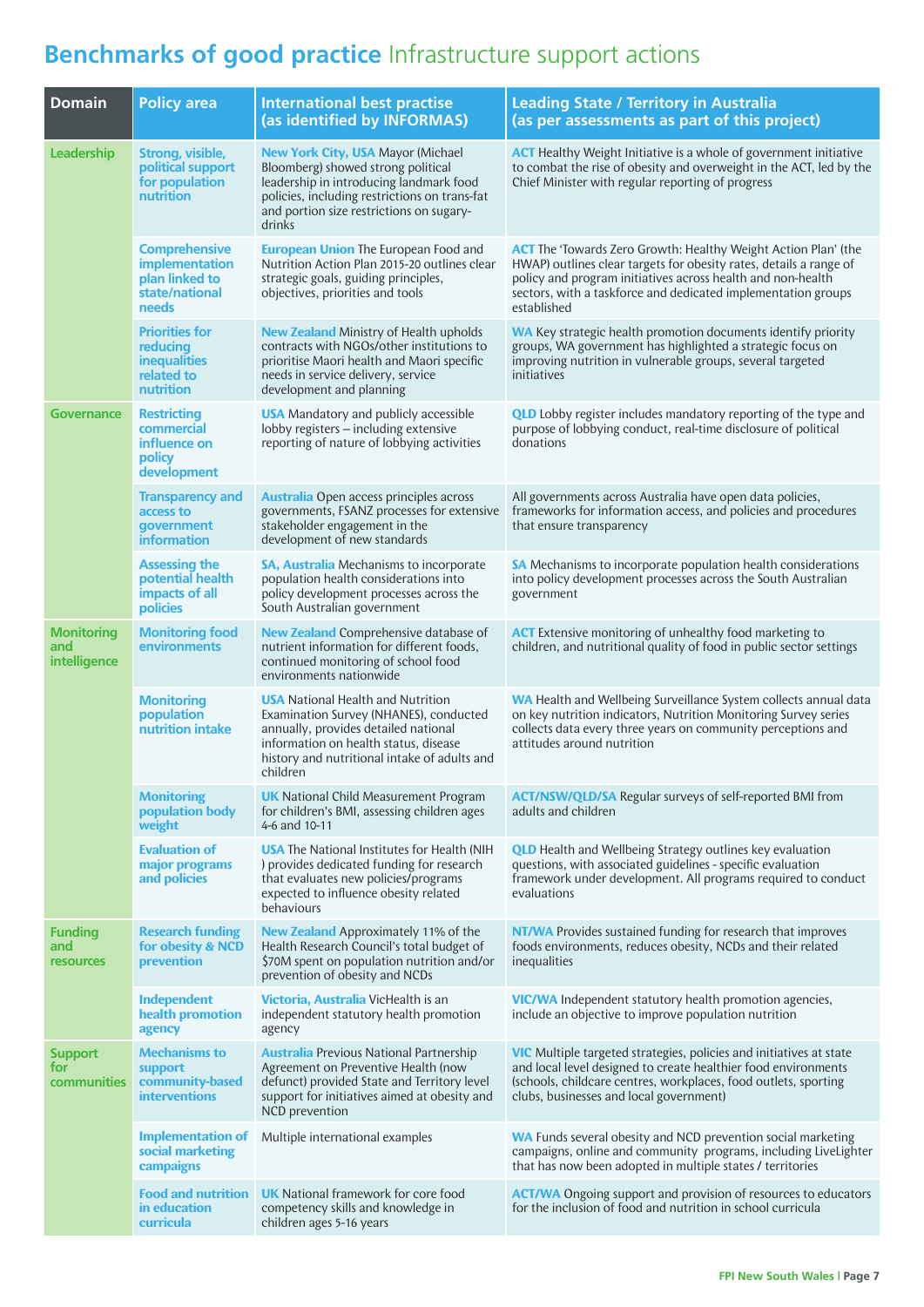# **Benchmarks of good practice** Infrastructure support actions

| Domain | Policy area | International best practise (as identified by INFORMAS) | Leading State / Territory in Australia (as per assessments as part of this project) |
|---|---|---|---|
| Leadership | Strong, visible, political support for population nutrition | **New York City, USA** Mayor (Michael Bloomberg) showed strong political leadership in introducing landmark food policies, including restrictions on trans-fat and portion size restrictions on sugary-drinks | **ACT** Healthy Weight Initiative is a whole of government initiative to combat the rise of obesity and overweight in the ACT, led by the Chief Minister with regular reporting of progress |
| | Comprehensive implementation plan linked to state/national needs | **European Union** The European Food and Nutrition Action Plan 2015-20 outlines clear strategic goals, guiding principles, objectives, priorities and tools | **ACT** The 'Towards Zero Growth: Healthy Weight Action Plan' (the HWAP) outlines clear targets for obesity rates, details a range of policy and program initiatives across health and non-health sectors, with a taskforce and dedicated implementation groups established |
| | Priorities for reducing inequalities related to nutrition | **New Zealand** Ministry of Health upholds contracts with NGOs/other institutions to prioritise Maori health and Maori specific needs in service delivery, service development and planning | **WA** Key strategic health promotion documents identify priority groups, WA government has highlighted a strategic focus on improving nutrition in vulnerable groups, several targeted initiatives |
| Governance | Restricting commercial influence on policy development | **USA** Mandatory and publicly accessible lobby registers – including extensive reporting of nature of lobbying activities | **QLD** Lobby register includes mandatory reporting of the type and purpose of lobbying conduct, real-time disclosure of political donations |
| | Transparency and access to government information | **Australia** Open access principles across governments, FSANZ processes for extensive stakeholder engagement in the development of new standards | All governments across Australia have open data policies, frameworks for information access, and policies and procedures that ensure transparency |
| | Assessing the potential health impacts of all policies | **SA, Australia** Mechanisms to incorporate population health considerations into policy development processes across the South Australian government | **SA** Mechanisms to incorporate population health considerations into policy development processes across the South Australian government |
| Monitoring and intelligence | Monitoring food environments | **New Zealand** Comprehensive database of nutrient information for different foods, continued monitoring of school food environments nationwide | **ACT** Extensive monitoring of unhealthy food marketing to children, and nutritional quality of food in public sector settings |
| | Monitoring population nutrition intake | **USA** National Health and Nutrition Examination Survey (NHANES), conducted annually, provides detailed national information on health status, disease history and nutritional intake of adults and children | **WA** Health and Wellbeing Surveillance System collects annual data on key nutrition indicators, Nutrition Monitoring Survey series collects data every three years on community perceptions and attitudes around nutrition |
| | Monitoring population body weight | **UK** National Child Measurement Program for children's BMI, assessing children ages 4-6 and 10-11 | **ACT/NSW/QLD/SA** Regular surveys of self-reported BMI from adults and children |
| | Evaluation of major programs and policies | **USA** The National Institutes for Health (NIH ) provides dedicated funding for research that evaluates new policies/programs expected to influence obesity related behaviours | **QLD** Health and Wellbeing Strategy outlines key evaluation questions, with associated guidelines - specific evaluation framework under development. All programs required to conduct evaluations |
| Funding and resources | Research funding for obesity & NCD prevention | **New Zealand** Approximately 11% of the Health Research Council's total budget of $70M spent on population nutrition and/or prevention of obesity and NCDs | **NT/WA** Provides sustained funding for research that improves foods environments, reduces obesity, NCDs and their related inequalities |
| | Independent health promotion agency | **Victoria, Australia** VicHealth is an independent statutory health promotion agency | **VIC/WA** Independent statutory health promotion agencies, include an objective to improve population nutrition |
| Support for communities | Mechanisms to support community-based interventions | **Australia** Previous National Partnership Agreement on Preventive Health (now defunct) provided State and Territory level support for initiatives aimed at obesity and NCD prevention | **VIC** Multiple targeted strategies, policies and initiatives at state and local level designed to create healthier food environments (schools, childcare centres, workplaces, food outlets, sporting clubs, businesses and local government) |
| | Implementation of social marketing campaigns | Multiple international examples | **WA** Funds several obesity and NCD prevention social marketing campaigns, online and community programs, including LiveLighter that has now been adopted in multiple states / territories |
| | Food and nutrition in education curricula | **UK** National framework for core food competency skills and knowledge in children ages 5-16 years | **ACT/WA** Ongoing support and provision of resources to educators for the inclusion of food and nutrition in school curricula |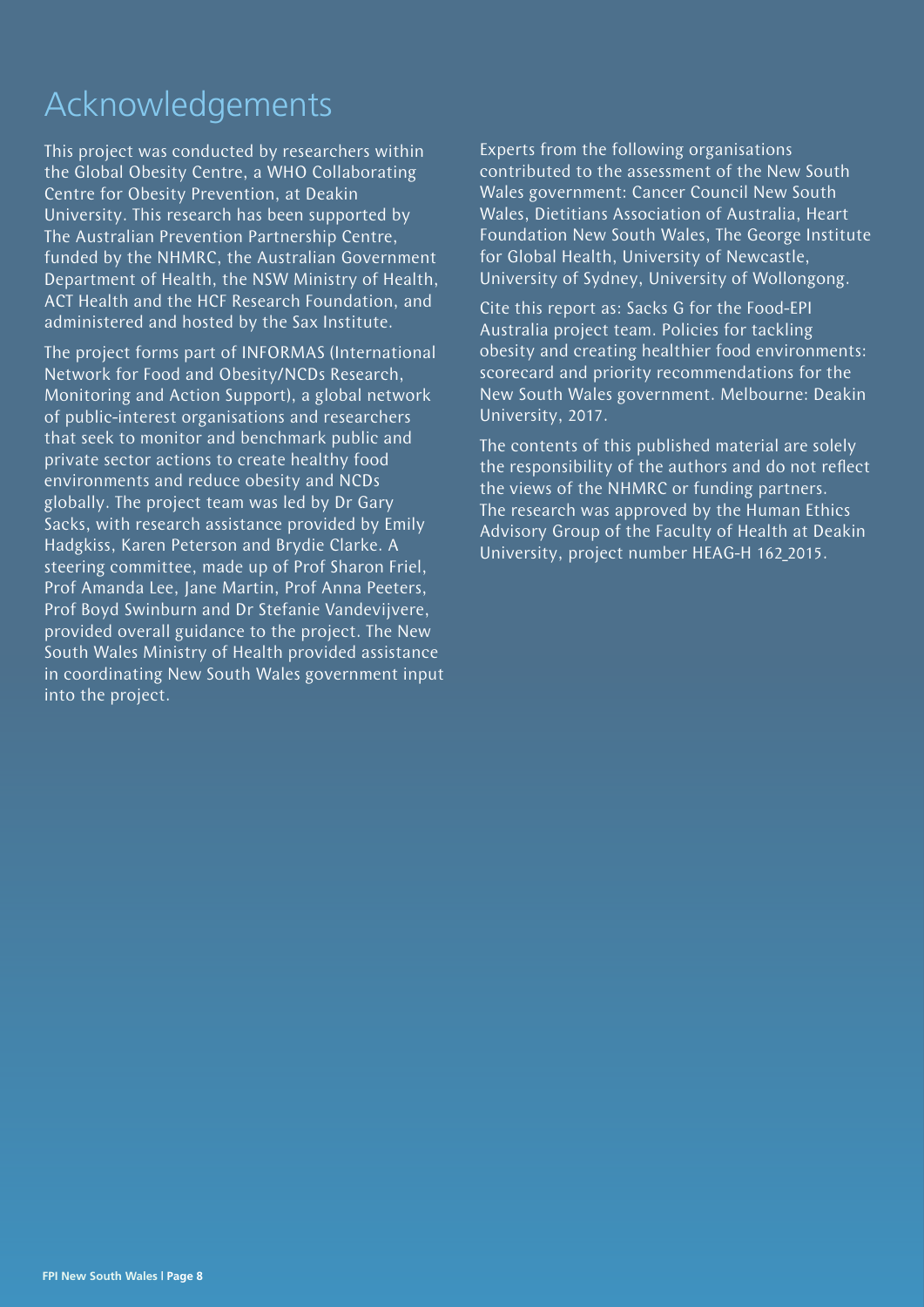# Acknowledgements

This project was conducted by researchers within the Global Obesity Centre, a WHO Collaborating Centre for Obesity Prevention, at Deakin University. This research has been supported by The Australian Prevention Partnership Centre, funded by the NHMRC, the Australian Government Department of Health, the NSW Ministry of Health, ACT Health and the HCF Research Foundation, and administered and hosted by the Sax Institute.

The project forms part of INFORMAS (International Network for Food and Obesity/NCDs Research, Monitoring and Action Support), a global network of public-interest organisations and researchers that seek to monitor and benchmark public and private sector actions to create healthy food environments and reduce obesity and NCDs globally. The project team was led by Dr Gary Sacks, with research assistance provided by Emily Hadgkiss, Karen Peterson and Brydie Clarke. A steering committee, made up of Prof Sharon Friel, Prof Amanda Lee, Jane Martin, Prof Anna Peeters, Prof Boyd Swinburn and Dr Stefanie Vandevijvere, provided overall guidance to the project. The New South Wales Ministry of Health provided assistance in coordinating New South Wales government input into the project.

Experts from the following organisations contributed to the assessment of the New South Wales government: Cancer Council New South Wales, Dietitians Association of Australia, Heart Foundation New South Wales, The George Institute for Global Health, University of Newcastle, University of Sydney, University of Wollongong.

Cite this report as: Sacks G for the Food-EPI Australia project team. Policies for tackling obesity and creating healthier food environments: scorecard and priority recommendations for the New South Wales government. Melbourne: Deakin University, 2017.

The contents of this published material are solely the responsibility of the authors and do not reflect the views of the NHMRC or funding partners. The research was approved by the Human Ethics Advisory Group of the Faculty of Health at Deakin University, project number HEAG-H 162_2015.